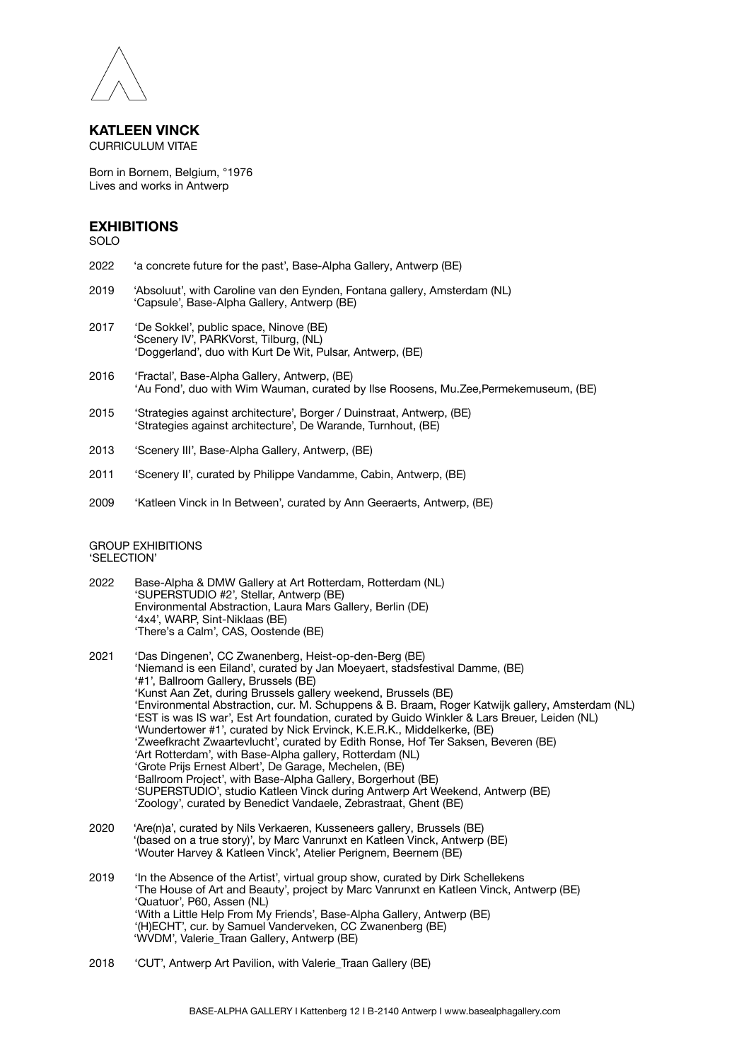# KATLEEN VINCK

CURRICULUM VITAE

Born in Bornem, Belgium, °1976
Lives and works in Antwerp

## EXHIBITIONS

SOLO

2022 'a concrete future for the past', Base-Alpha Gallery, Antwerp (BE)

2019 'Absoluut', with Caroline van den Eynden, Fontana gallery, Amsterdam (NL)
'Capsule', Base-Alpha Gallery, Antwerp (BE)

2017 'De Sokkel', public space, Ninove (BE)
'Scenery IV', PARKVorst, Tilburg, (NL)
'Doggerland', duo with Kurt De Wit, Pulsar, Antwerp, (BE)

2016 'Fractal', Base-Alpha Gallery, Antwerp, (BE)
'Au Fond', duo with Wim Wauman, curated by Ilse Roosens, Mu.Zee,Permekemuseum, (BE)

2015 'Strategies against architecture', Borger / Duinstraat, Antwerp, (BE)
'Strategies against architecture', De Warande, Turnhout, (BE)

2013 'Scenery III', Base-Alpha Gallery, Antwerp, (BE)

2011 'Scenery II', curated by Philippe Vandamme, Cabin, Antwerp, (BE)

2009 'Katleen Vinck in In Between', curated by Ann Geeraerts, Antwerp, (BE)

GROUP EXHIBITIONS
'SELECTION'

2022 Base-Alpha & DMW Gallery at Art Rotterdam, Rotterdam (NL)
'SUPERSTUDIO #2', Stellar, Antwerp (BE)
Environmental Abstraction, Laura Mars Gallery, Berlin (DE)
'4x4', WARP, Sint-Niklaas (BE)
'There's a Calm', CAS, Oostende (BE)

2021 'Das Dingenen', CC Zwanenberg, Heist-op-den-Berg (BE)
'Niemand is een Eiland', curated by Jan Moeyaert, stadsfestival Damme, (BE)
'#1', Ballroom Gallery, Brussels (BE)
'Kunst Aan Zet, during Brussels gallery weekend, Brussels (BE)
'Environmental Abstraction, cur. M. Schuppens & B. Braam, Roger Katwijk gallery, Amsterdam (NL)
'EST is was IS war', Est Art foundation, curated by Guido Winkler & Lars Breuer, Leiden (NL)
'Wundertower #1', curated by Nick Ervinck, K.E.R.K., Middelkerke, (BE)
'Zweefkracht Zwaartevlucht', curated by Edith Ronse, Hof Ter Saksen, Beveren (BE)
'Art Rotterdam', with Base-Alpha gallery, Rotterdam (NL)
'Grote Prijs Ernest Albert', De Garage, Mechelen, (BE)
'Ballroom Project', with Base-Alpha Gallery, Borgerhout (BE)
'SUPERSTUDIO', studio Katleen Vinck during Antwerp Art Weekend, Antwerp (BE)
'Zoology', curated by Benedict Vandaele, Zebrastraat, Ghent (BE)

2020 'Are(n)a', curated by Nils Verkaeren, Kusseneers gallery, Brussels (BE)
'(based on a true story)', by Marc Vanrunxt en Katleen Vinck, Antwerp (BE)
'Wouter Harvey & Katleen Vinck', Atelier Perignem, Beernem (BE)

2019 'In the Absence of the Artist', virtual group show, curated by Dirk Schellekens
'The House of Art and Beauty', project by Marc Vanrunxt en Katleen Vinck, Antwerp (BE)
'Quatuor', P60, Assen (NL)
'With a Little Help From My Friends', Base-Alpha Gallery, Antwerp (BE)
'(H)ECHT', cur. by Samuel Vanderveken, CC Zwanenberg (BE)
'WVDM', Valerie_Traan Gallery, Antwerp (BE)

2018 'CUT', Antwerp Art Pavilion, with Valerie_Traan Gallery (BE)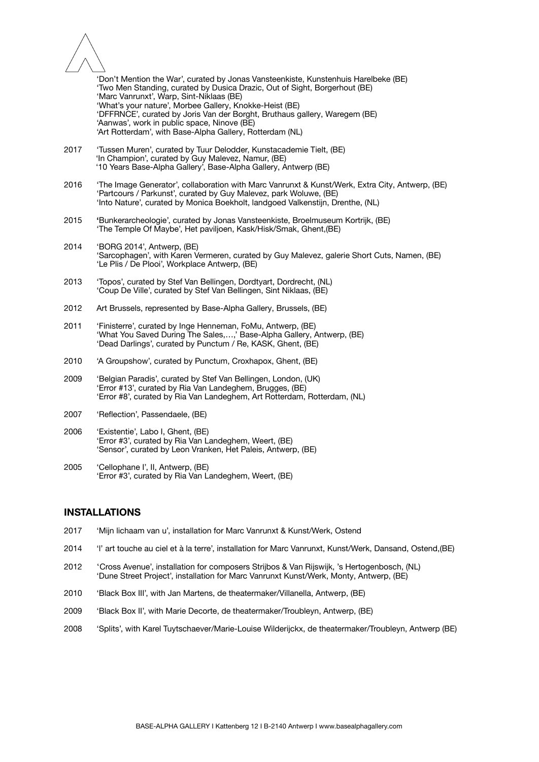'Don't Mention the War', curated by Jonas Vansteenkiste, Kunstenhuis Harelbeke (BE)
'Two Men Standing, curated by Dusica Drazic, Out of Sight, Borgerhout (BE)
'Marc Vanrunxt', Warp, Sint-Niklaas (BE)
'What's your nature', Morbee Gallery, Knokke-Heist (BE)
'DFFRNCE', curated by Joris Van der Borght, Bruthaus gallery, Waregem (BE)
'Aanwas', work in public space, Ninove (BE)
'Art Rotterdam', with Base-Alpha Gallery, Rotterdam (NL)

2017 'Tussen Muren', curated by Tuur Delodder, Kunstacademie Tielt, (BE)
'In Champion', curated by Guy Malevez, Namur, (BE)
'10 Years Base-Alpha Gallery', Base-Alpha Gallery, Antwerp (BE)

2016 'The Image Generator', collaboration with Marc Vanrunxt & Kunst/Werk, Extra City, Antwerp, (BE)
'Partcours / Parkunst', curated by Guy Malevez, park Woluwe, (BE)
'Into Nature', curated by Monica Boekholt, landgoed Valkenstijn, Drenthe, (NL)

2015 **'**Bunkerarcheologie', curated by Jonas Vansteenkiste, Broelmuseum Kortrijk, (BE)
'The Temple Of Maybe', Het paviljoen, Kask/Hisk/Smak, Ghent,(BE)

2014 'BORG 2014', Antwerp, (BE)
'Sarcophagen', with Karen Vermeren, curated by Guy Malevez, galerie Short Cuts, Namen, (BE)
'Le Plis / De Plooi', Workplace Antwerp, (BE)

2013 'Topos', curated by Stef Van Bellingen, Dordtyart, Dordrecht, (NL)
'Coup De Ville', curated by Stef Van Bellingen, Sint Niklaas, (BE)

2012 Art Brussels, represented by Base-Alpha Gallery, Brussels, (BE)

2011 'Finisterre', curated by Inge Henneman, FoMu, Antwerp, (BE)
'What You Saved During The Sales,…,' Base-Alpha Gallery, Antwerp, (BE)
'Dead Darlings', curated by Punctum / Re, KASK, Ghent, (BE)

2010 'A Groupshow', curated by Punctum, Croxhapox, Ghent, (BE)

2009 'Belgian Paradis', curated by Stef Van Bellingen, London, (UK)
'Error #13', curated by Ria Van Landeghem, Brugges, (BE)
'Error #8', curated by Ria Van Landeghem, Art Rotterdam, Rotterdam, (NL)

2007 'Reflection', Passendaele, (BE)

2006 'Existentie', Labo I, Ghent, (BE)
'Error #3', curated by Ria Van Landeghem, Weert, (BE)
'Sensor', curated by Leon Vranken, Het Paleis, Antwerp, (BE)

2005 'Cellophane I', II, Antwerp, (BE)
'Error #3', curated by Ria Van Landeghem, Weert, (BE)

## INSTALLATIONS

2017 'Mijn lichaam van u', installation for Marc Vanrunxt & Kunst/Werk, Ostend

2014 'l' art touche au ciel et à la terre', installation for Marc Vanrunxt, Kunst/Werk, Dansand, Ostend,(BE)

2012 'Cross Avenue', installation for composers Strijbos & Van Rijswijk, 's Hertogenbosch, (NL)
'Dune Street Project', installation for Marc Vanrunxt Kunst/Werk, Monty, Antwerp, (BE)

2010 'Black Box III', with Jan Martens, de theatermaker/Villanella, Antwerp, (BE)

2009 'Black Box II', with Marie Decorte, de theatermaker/Troubleyn, Antwerp, (BE)

2008 'Splits', with Karel Tuytschaever/Marie-Louise Wilderijckx, de theatermaker/Troubleyn, Antwerp (BE)